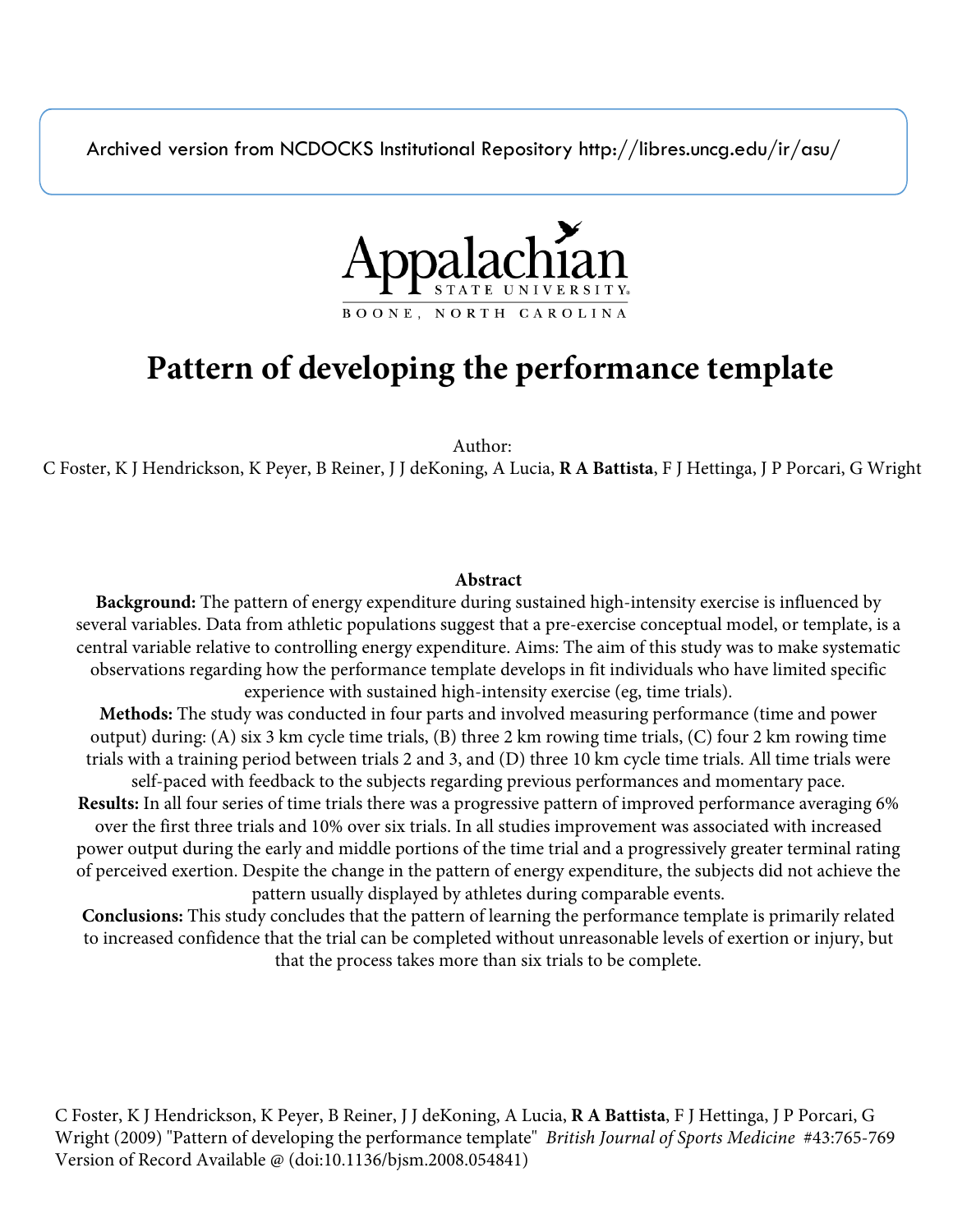Archived version from NCDOCKS Institutional Repository http://libres.uncg.edu/ir/asu/

Appalachian State University
BOONE, NORTH CAROLINA

# Pattern of developing the performance template

Author:
C Foster, K J Hendrickson, K Peyer, B Reiner, J J deKoning, A Lucia, **R A Battista**, F J Hettinga, J P Porcari, G Wright

**Abstract**

**Background:** The pattern of energy expenditure during sustained high-intensity exercise is influenced by several variables. Data from athletic populations suggest that a pre-exercise conceptual model, or template, is a central variable relative to controlling energy expenditure. Aims: The aim of this study was to make systematic observations regarding how the performance template develops in fit individuals who have limited specific experience with sustained high-intensity exercise (eg, time trials).

**Methods:** The study was conducted in four parts and involved measuring performance (time and power output) during: (A) six 3 km cycle time trials, (B) three 2 km rowing time trials, (C) four 2 km rowing time trials with a training period between trials 2 and 3, and (D) three 10 km cycle time trials. All time trials were self-paced with feedback to the subjects regarding previous performances and momentary pace.

**Results:** In all four series of time trials there was a progressive pattern of improved performance averaging 6% over the first three trials and 10% over six trials. In all studies improvement was associated with increased power output during the early and middle portions of the time trial and a progressively greater terminal rating of perceived exertion. Despite the change in the pattern of energy expenditure, the subjects did not achieve the pattern usually displayed by athletes during comparable events.

**Conclusions:** This study concludes that the pattern of learning the performance template is primarily related to increased confidence that the trial can be completed without unreasonable levels of exertion or injury, but that the process takes more than six trials to be complete.

C Foster, K J Hendrickson, K Peyer, B Reiner, J J deKoning, A Lucia, **R A Battista**, F J Hettinga, J P Porcari, G Wright (2009) "Pattern of developing the performance template" *British Journal of Sports Medicine* #43:765-769
Version of Record Available @ (doi:10.1136/bjsm.2008.054841)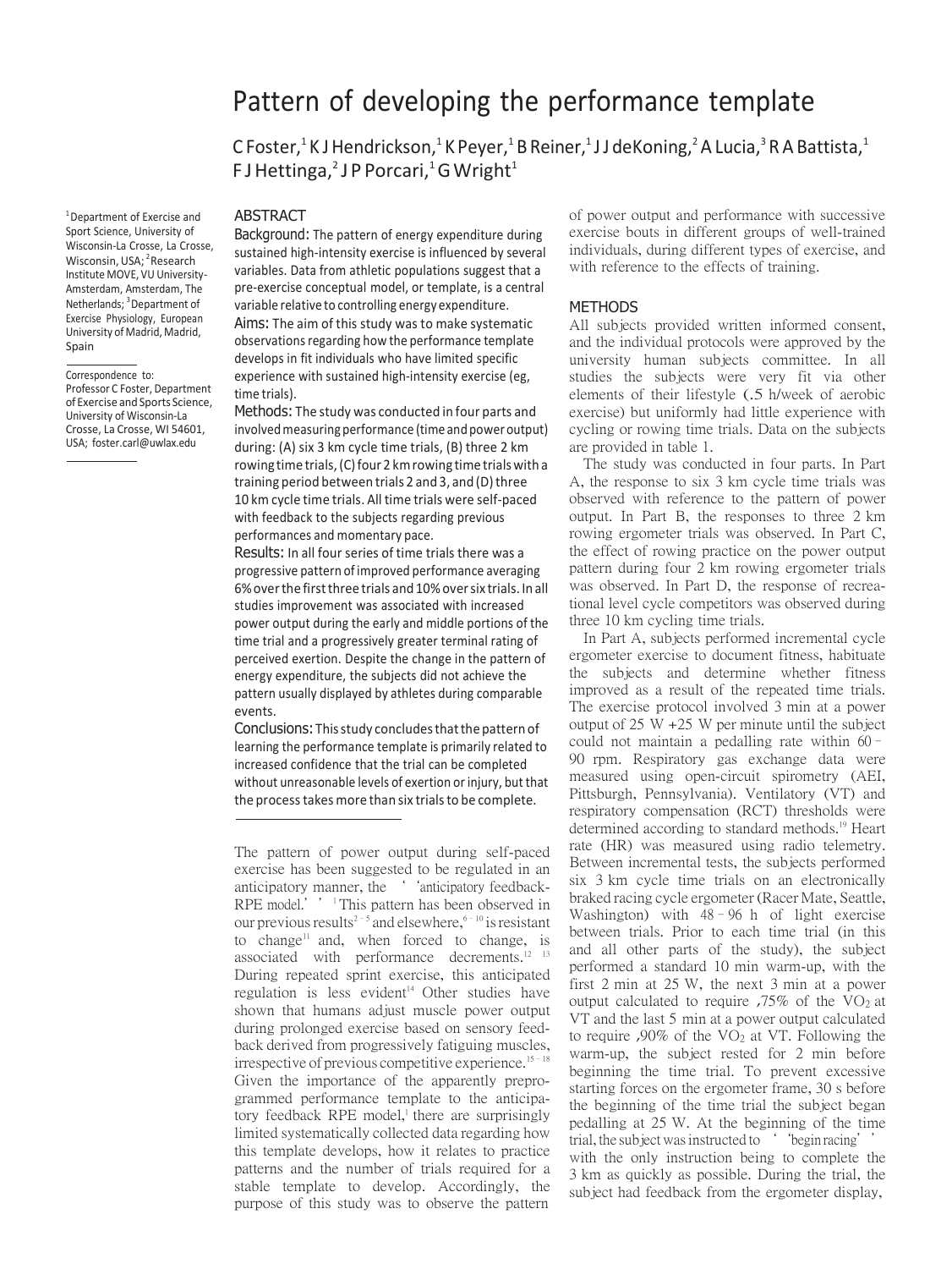# Pattern of developing the performance template

C Foster,[1] K J Hendrickson,[1] K Peyer,[1] B Reiner,[1] J J deKoning,[2] A Lucia,[3] R A Battista,[1] F J Hettinga,[2] J P Porcari,[1] G Wright[1]

[1]Department of Exercise and Sport Science, University of Wisconsin-La Crosse, La Crosse, Wisconsin, USA; [2]Research Institute MOVE, VU University-Amsterdam, Amsterdam, The Netherlands; [3]Department of Exercise Physiology, European University of Madrid, Madrid, Spain

Correspondence to: Professor C Foster, Department of Exercise and Sports Science, University of Wisconsin-La Crosse, La Crosse, WI 54601, USA; foster.carl@uwlax.edu

## ABSTRACT

**Background:** The pattern of energy expenditure during sustained high-intensity exercise is influenced by several variables. Data from athletic populations suggest that a pre-exercise conceptual model, or template, is a central variable relative to controlling energy expenditure.

**Aims:** The aim of this study was to make systematic observations regarding how the performance template develops in fit individuals who have limited specific experience with sustained high-intensity exercise (eg, time trials).

**Methods:** The study was conducted in four parts and involved measuring performance (time and power output) during: (A) six 3 km cycle time trials, (B) three 2 km rowing time trials, (C) four 2 km rowing time trials with a training period between trials 2 and 3, and (D) three 10 km cycle time trials. All time trials were self-paced with feedback to the subjects regarding previous performances and momentary pace.

**Results:** In all four series of time trials there was a progressive pattern of improved performance averaging 6% over the first three trials and 10% over six trials. In all studies improvement was associated with increased power output during the early and middle portions of the time trial and a progressively greater terminal rating of perceived exertion. Despite the change in the pattern of energy expenditure, the subjects did not achieve the pattern usually displayed by athletes during comparable events.

**Conclusions:** This study concludes that the pattern of learning the performance template is primarily related to increased confidence that the trial can be completed without unreasonable levels of exertion or injury, but that the process takes more than six trials to be complete.

The pattern of power output during self-paced exercise has been suggested to be regulated in an anticipatory manner, the ''anticipatory feedback-RPE model.''[1] This pattern has been observed in our previous results[2–5] and elsewhere,[6–10] is resistant to change[11] and, when forced to change, is associated with performance decrements.[12 13] During repeated sprint exercise, this anticipated regulation is less evident[14] Other studies have shown that humans adjust muscle power output during prolonged exercise based on sensory feedback derived from progressively fatiguing muscles, irrespective of previous competitive experience.[15–18] Given the importance of the apparently preprogrammed performance template to the anticipatory feedback RPE model,[1] there are surprisingly limited systematically collected data regarding how this template develops, how it relates to practice patterns and the number of trials required for a stable template to develop. Accordingly, the purpose of this study was to observe the pattern of power output and performance with successive exercise bouts in different groups of well-trained individuals, during different types of exercise, and with reference to the effects of training.

## METHODS

All subjects provided written informed consent, and the individual protocols were approved by the university human subjects committee. In all studies the subjects were very fit via other elements of their lifestyle (.5 h/week of aerobic exercise) but uniformly had little experience with cycling or rowing time trials. Data on the subjects are provided in table 1.

The study was conducted in four parts. In Part A, the response to six 3 km cycle time trials was observed with reference to the pattern of power output. In Part B, the responses to three 2 km rowing ergometer trials was observed. In Part C, the effect of rowing practice on the power output pattern during four 2 km rowing ergometer trials was observed. In Part D, the response of recreational level cycle competitors was observed during three 10 km cycling time trials.

In Part A, subjects performed incremental cycle ergometer exercise to document fitness, habituate the subjects and determine whether fitness improved as a result of the repeated time trials. The exercise protocol involved 3 min at a power output of 25 W +25 W per minute until the subject could not maintain a pedalling rate within 60–90 rpm. Respiratory gas exchange data were measured using open-circuit spirometry (AEI, Pittsburgh, Pennsylvania). Ventilatory (VT) and respiratory compensation (RCT) thresholds were determined according to standard methods.[19] Heart rate (HR) was measured using radio telemetry. Between incremental tests, the subjects performed six 3 km cycle time trials on an electronically braked racing cycle ergometer (Racer Mate, Seattle, Washington) with 48–96 h of light exercise between trials. Prior to each time trial (in this and all other parts of the study), the subject performed a standard 10 min warm-up, with the first 2 min at 25 W, the next 3 min at a power output calculated to require ,75% of the $VO_2$ at VT and the last 5 min at a power output calculated to require ,90% of the $VO_2$ at VT. Following the warm-up, the subject rested for 2 min before beginning the time trial. To prevent excessive starting forces on the ergometer frame, 30 s before the beginning of the time trial the subject began pedalling at 25 W. At the beginning of the time trial, the subject was instructed to ''begin racing'' with the only instruction being to complete the 3 km as quickly as possible. During the trial, the subject had feedback from the ergometer display,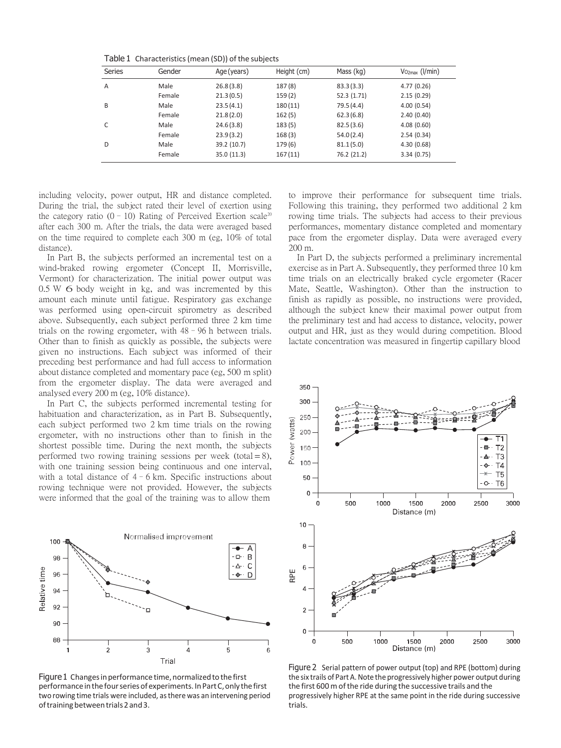Table 1 Characteristics (mean (SD)) of the subjects

| Series | Gender | Age (years) | Height (cm) | Mass (kg) | $V_{O_{2max}}$ (l/min) |
|---|---|---|---|---|---|
| A | Male | 26.8 (3.8) | 187 (8) | 83.3 (3.3) | 4.77 (0.26) |
| | Female | 21.3 (0.5) | 159 (2) | 52.3 (1.71) | 2.15 (0.29) |
| B | Male | 23.5 (4.1) | 180 (11) | 79.5 (4.4) | 4.00 (0.54) |
| | Female | 21.8 (2.0) | 162 (5) | 62.3 (6.8) | 2.40 (0.40) |
| C | Male | 24.6 (3.8) | 183 (5) | 82.5 (3.6) | 4.08 (0.60) |
| | Female | 23.9 (3.2) | 168 (3) | 54.0 (2.4) | 2.54 (0.34) |
| D | Male | 39.2 (10.7) | 179 (6) | 81.1 (5.0) | 4.30 (0.68) |
| | Female | 35.0 (11.3) | 167 (11) | 76.2 (21.2) | 3.34 (0.75) |

including velocity, power output, HR and distance completed. During the trial, the subject rated their level of exertion using the category ratio (0–10) Rating of Perceived Exertion scale[20] after each 300 m. After the trials, the data were averaged based on the time required to complete each 300 m (eg, 10% of total distance).

In Part B, the subjects performed an incremental test on a wind-braked rowing ergometer (Concept II, Morrisville, Vermont) for characterization. The initial power output was 0.5 W × body weight in kg, and was incremented by this amount each minute until fatigue. Respiratory gas exchange was performed using open-circuit spirometry as described above. Subsequently, each subject performed three 2 km time trials on the rowing ergometer, with 48–96 h between trials. Other than to finish as quickly as possible, the subjects were given no instructions. Each subject was informed of their preceding best performance and had full access to information about distance completed and momentary pace (eg, 500 m split) from the ergometer display. The data were averaged and analysed every 200 m (eg, 10% distance).

In Part C, the subjects performed incremental testing for habituation and characterization, as in Part B. Subsequently, each subject performed two 2 km time trials on the rowing ergometer, with no instructions other than to finish in the shortest possible time. During the next month, the subjects performed two rowing training sessions per week (total = 8), with one training session being continuous and one interval, with a total distance of 4–6 km. Specific instructions about rowing technique were not provided. However, the subjects were informed that the goal of the training was to allow them to improve their performance for subsequent time trials. Following this training, they performed two additional 2 km rowing time trials. The subjects had access to their previous performances, momentary distance completed and momentary pace from the ergometer display. Data were averaged every 200 m.

In Part D, the subjects performed a preliminary incremental exercise as in Part A. Subsequently, they performed three 10 km time trials on an electrically braked cycle ergometer (Racer Mate, Seattle, Washington). Other than the instruction to finish as rapidly as possible, no instructions were provided, although the subject knew their maximal power output from the preliminary test and had access to distance, velocity, power output and HR, just as they would during competition. Blood lactate concentration was measured in fingertip capillary blood

Figure 1 Changes in performance time, normalized to the first performance in the four series of experiments. In Part C, only the first two rowing time trials were included, as there was an intervening period of training between trials 2 and 3.

Figure 2 Serial pattern of power output (top) and RPE (bottom) during the six trails of Part A. Note the progressively higher power output during the first 600 m of the ride during the successive trails and the progressively higher RPE at the same point in the ride during successive trials.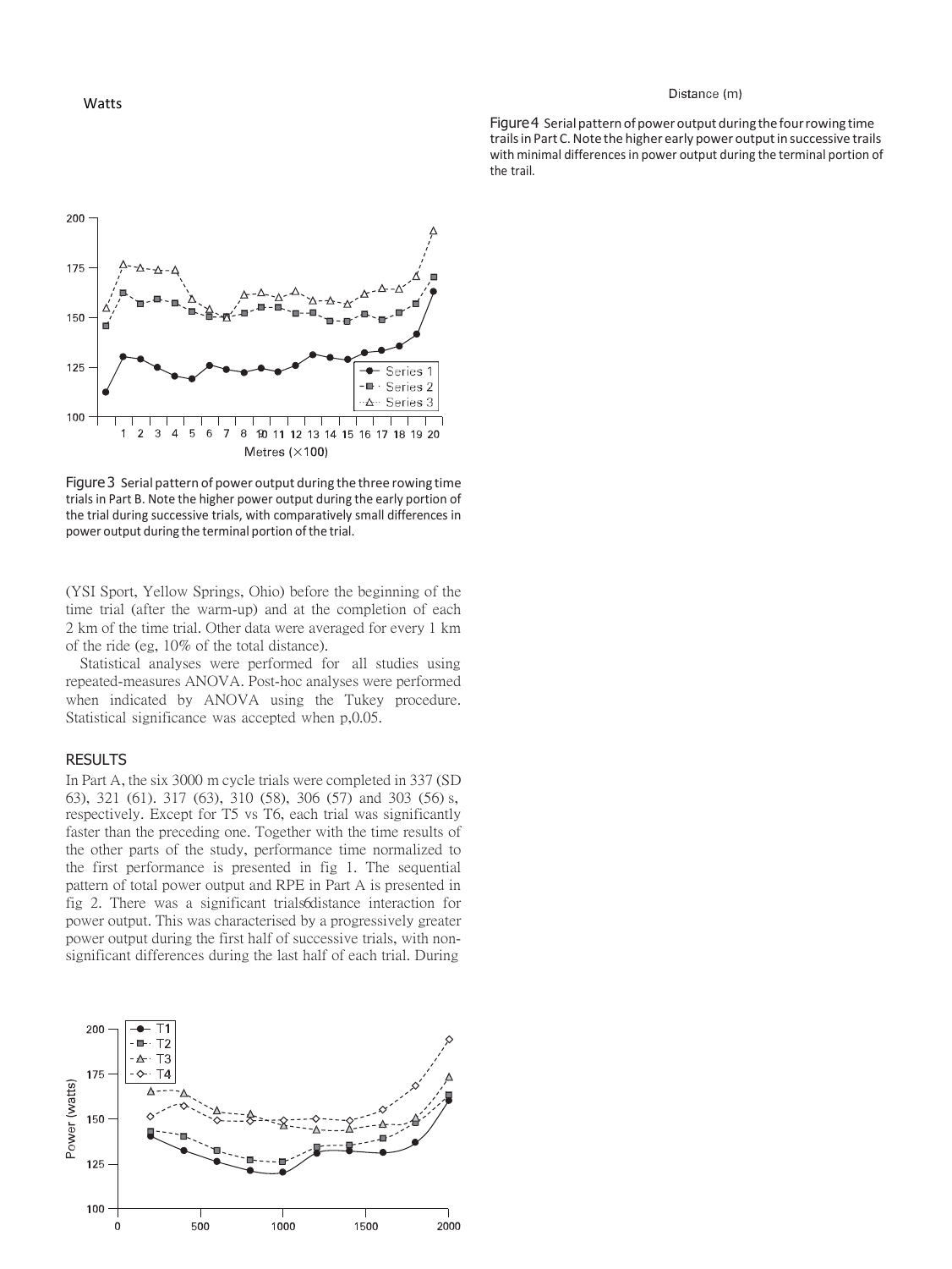Watts

Distance (m)

Figure 4 Serial pattern of power output during the four rowing time trails in Part C. Note the higher early power output in successive trails with minimal differences in power output during the terminal portion of the trail.

Figure 3 Serial pattern of power output during the three rowing time trials in Part B. Note the higher power output during the early portion of the trial during successive trials, with comparatively small differences in power output during the terminal portion of the trial.

(YSI Sport, Yellow Springs, Ohio) before the beginning of the time trial (after the warm-up) and at the completion of each 2 km of the time trial. Other data were averaged for every 1 km of the ride (eg, 10% of the total distance).

Statistical analyses were performed for all studies using repeated-measures ANOVA. Post-hoc analyses were performed when indicated by ANOVA using the Tukey procedure. Statistical significance was accepted when p,0.05.

## RESULTS

In Part A, the six 3000 m cycle trials were completed in 337 (SD 63), 321 (61). 317 (63), 310 (58), 306 (57) and 303 (56) s, respectively. Except for T5 vs T6, each trial was significantly faster than the preceding one. Together with the time results of the other parts of the study, performance time normalized to the first performance is presented in fig 1. The sequential pattern of total power output and RPE in Part A is presented in fig 2. There was a significant trials6distance interaction for power output. This was characterised by a progressively greater power output during the first half of successive trials, with non-significant differences during the last half of each trial. During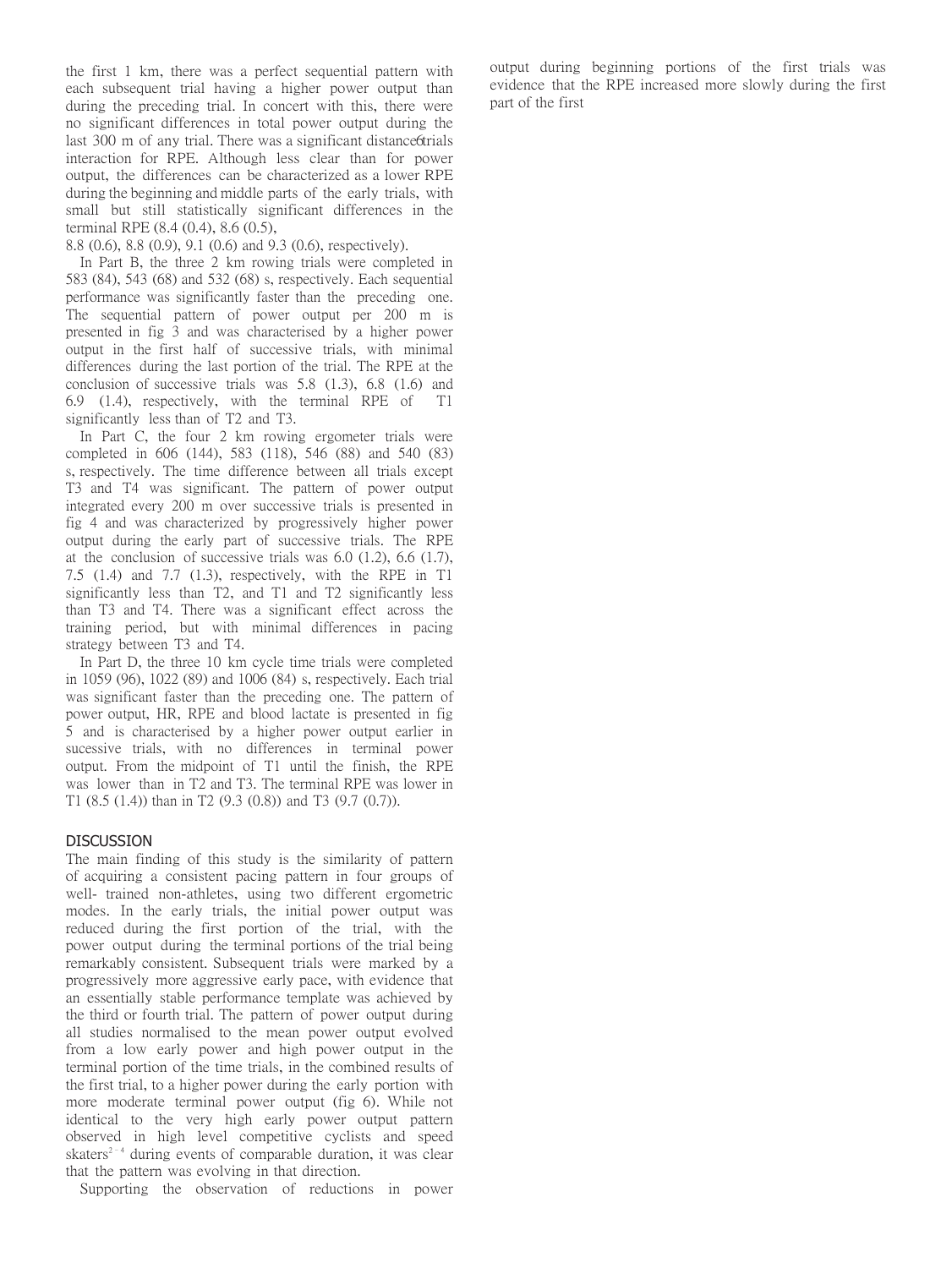the first 1 km, there was a perfect sequential pattern with each subsequent trial having a higher power output than during the preceding trial. In concert with this, there were no significant differences in total power output during the last 300 m of any trial. There was a significant distance6trials interaction for RPE. Although less clear than for power output, the differences can be characterized as a lower RPE during the beginning and middle parts of the early trials, with small but still statistically significant differences in the terminal RPE (8.4 (0.4), 8.6 (0.5), 8.8 (0.6), 8.8 (0.9), 9.1 (0.6) and 9.3 (0.6), respectively).

In Part B, the three 2 km rowing trials were completed in 583 (84), 543 (68) and 532 (68) s, respectively. Each sequential performance was significantly faster than the preceding one. The sequential pattern of power output per 200 m is presented in fig 3 and was characterised by a higher power output in the first half of successive trials, with minimal differences during the last portion of the trial. The RPE at the conclusion of successive trials was 5.8 (1.3), 6.8 (1.6) and 6.9 (1.4), respectively, with the terminal RPE of T1 significantly less than of T2 and T3.

In Part C, the four 2 km rowing ergometer trials were completed in 606 (144), 583 (118), 546 (88) and 540 (83) s, respectively. The time difference between all trials except T3 and T4 was significant. The pattern of power output integrated every 200 m over successive trials is presented in fig 4 and was characterized by progressively higher power output during the early part of successive trials. The RPE at the conclusion of successive trials was 6.0 (1.2), 6.6 (1.7), 7.5 (1.4) and 7.7 (1.3), respectively, with the RPE in T1 significantly less than T2, and T1 and T2 significantly less than T3 and T4. There was a significant effect across the training period, but with minimal differences in pacing strategy between T3 and T4.

In Part D, the three 10 km cycle time trials were completed in 1059 (96), 1022 (89) and 1006 (84) s, respectively. Each trial was significant faster than the preceding one. The pattern of power output, HR, RPE and blood lactate is presented in fig 5 and is characterised by a higher power output earlier in sucessive trials, with no differences in terminal power output. From the midpoint of T1 until the finish, the RPE was lower than in T2 and T3. The terminal RPE was lower in T1 (8.5 (1.4)) than in T2 (9.3 (0.8)) and T3 (9.7 (0.7)).

## DISCUSSION

The main finding of this study is the similarity of pattern of acquiring a consistent pacing pattern in four groups of well- trained non-athletes, using two different ergometric modes. In the early trials, the initial power output was reduced during the first portion of the trial, with the power output during the terminal portions of the trial being remarkably consistent. Subsequent trials were marked by a progressively more aggressive early pace, with evidence that an essentially stable performance template was achieved by the third or fourth trial. The pattern of power output during all studies normalised to the mean power output evolved from a low early power and high power output in the terminal portion of the time trials, in the combined results of the first trial, to a higher power during the early portion with more moderate terminal power output (fig 6). While not identical to the very high early power output pattern observed in high level competitive cyclists and speed skaters[2–4] during events of comparable duration, it was clear that the pattern was evolving in that direction.

Supporting the observation of reductions in power output during beginning portions of the first trials was evidence that the RPE increased more slowly during the first part of the first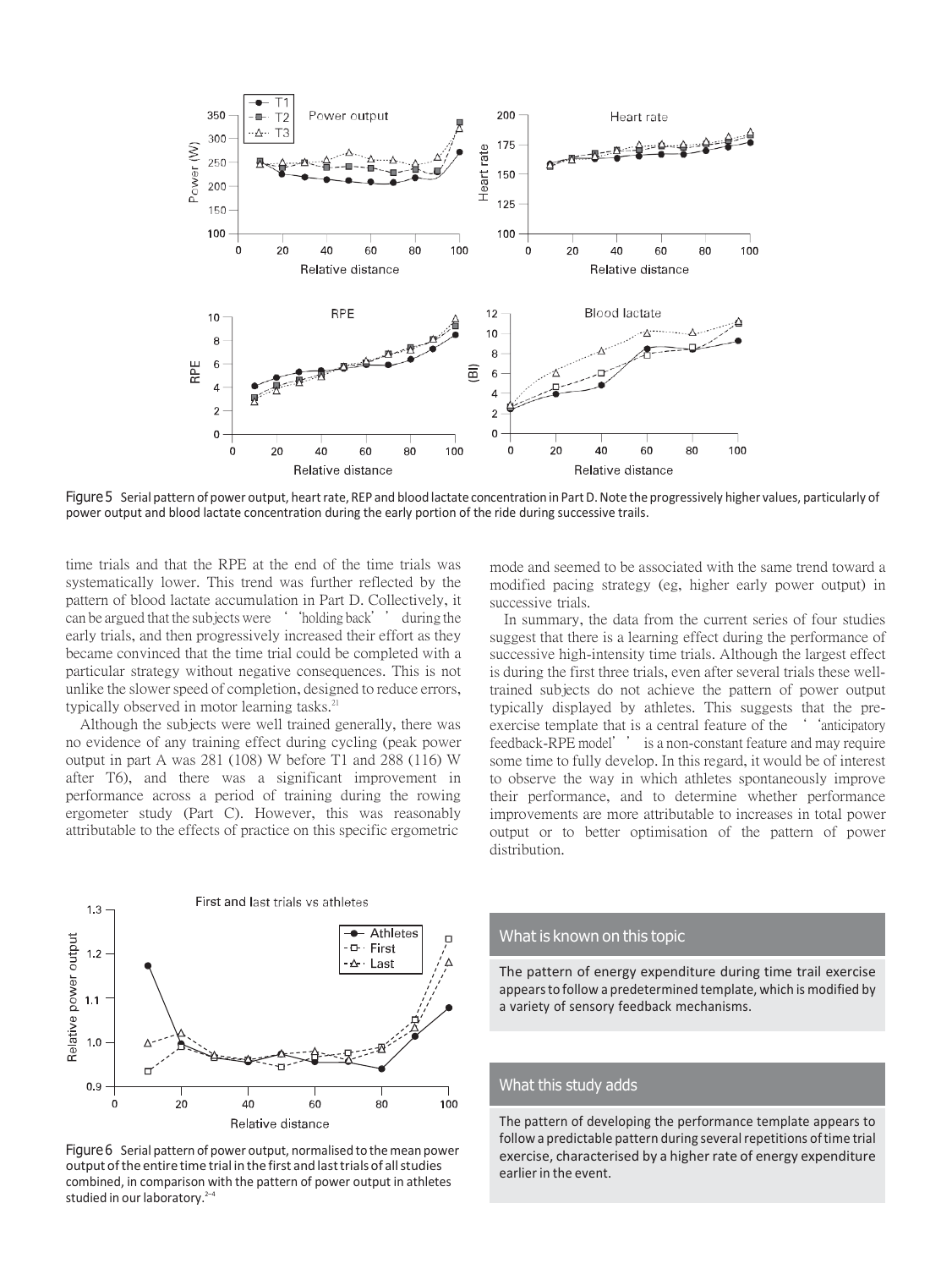Figure 5 Serial pattern of power output, heart rate, REP and blood lactate concentration in Part D. Note the progressively higher values, particularly of power output and blood lactate concentration during the early portion of the ride during successive trails.

time trials and that the RPE at the end of the time trials was systematically lower. This trend was further reflected by the pattern of blood lactate accumulation in Part D. Collectively, it can be argued that the subjects were ''holding back'' during the early trials, and then progressively increased their effort as they became convinced that the time trial could be completed with a particular strategy without negative consequences. This is not unlike the slower speed of completion, designed to reduce errors, typically observed in motor learning tasks.[21]

Although the subjects were well trained generally, there was no evidence of any training effect during cycling (peak power output in part A was 281 (108) W before T1 and 288 (116) W after T6), and there was a significant improvement in performance across a period of training during the rowing ergometer study (Part C). However, this was reasonably attributable to the effects of practice on this specific ergometric mode and seemed to be associated with the same trend toward a modified pacing strategy (eg, higher early power output) in successive trials.

In summary, the data from the current series of four studies suggest that there is a learning effect during the performance of successive high-intensity time trials. Although the largest effect is during the first three trials, even after several trials these well-trained subjects do not achieve the pattern of power output typically displayed by athletes. This suggests that the pre-exercise template that is a central feature of the ''anticipatory feedback-RPE model'' is a non-constant feature and may require some time to fully develop. In this regard, it would be of interest to observe the way in which athletes spontaneously improve their performance, and to determine whether performance improvements are more attributable to increases in total power output or to better optimisation of the pattern of power distribution.

Figure 6 Serial pattern of power output, normalised to the mean power output of the entire time trial in the first and last trials of all studies combined, in comparison with the pattern of power output in athletes studied in our laboratory.[2–4]

## What is known on this topic

The pattern of energy expenditure during time trail exercise appears to follow a predetermined template, which is modified by a variety of sensory feedback mechanisms.

## What this study adds

The pattern of developing the performance template appears to follow a predictable pattern during several repetitions of time trial exercise, characterised by a higher rate of energy expenditure earlier in the event.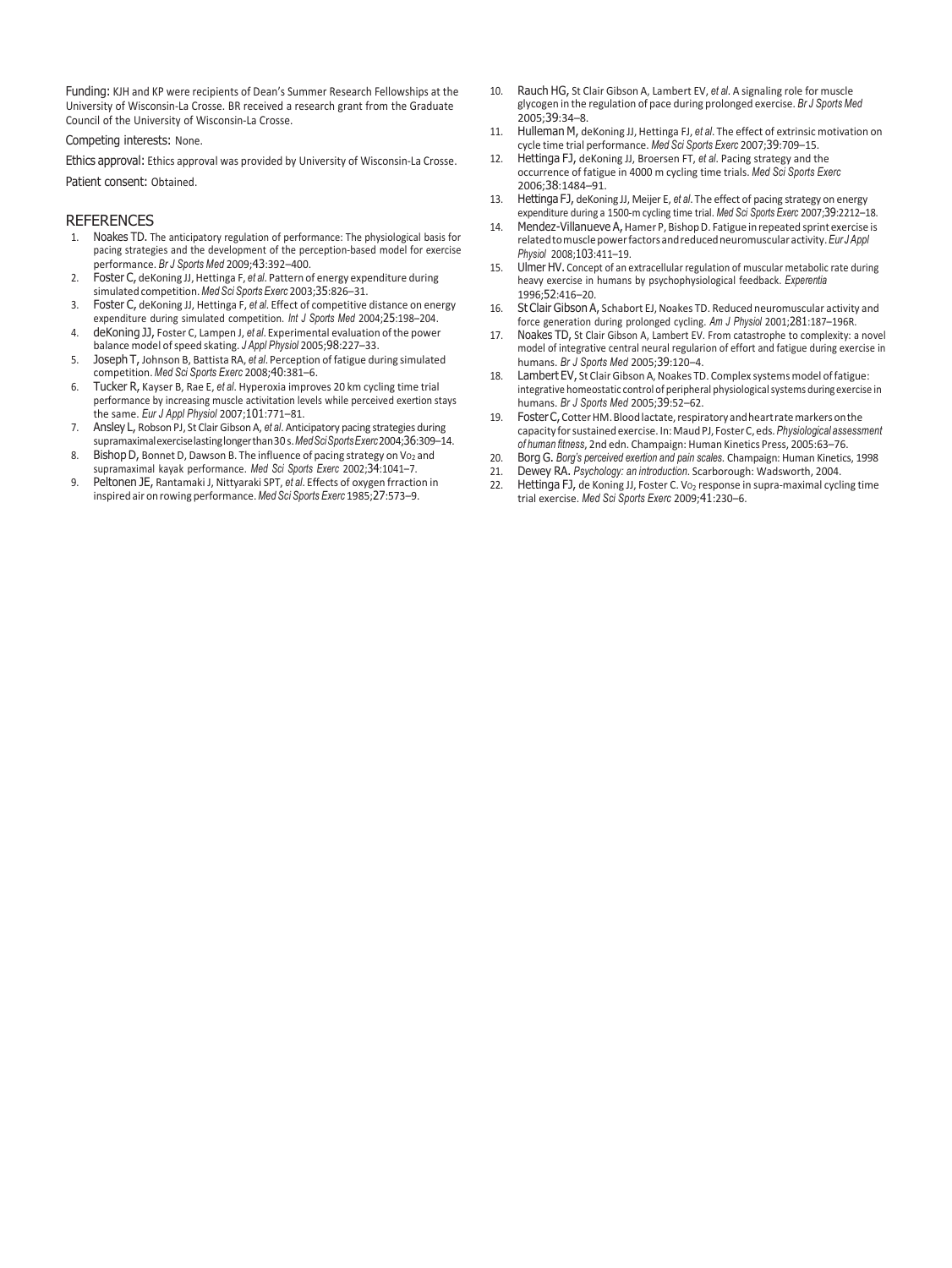Funding: KJH and KP were recipients of Dean's Summer Research Fellowships at the University of Wisconsin-La Crosse. BR received a research grant from the Graduate Council of the University of Wisconsin-La Crosse.

Competing interests: None.

Ethics approval: Ethics approval was provided by University of Wisconsin-La Crosse.

Patient consent: Obtained.

## REFERENCES

1. Noakes TD. The anticipatory regulation of performance: The physiological basis for pacing strategies and the development of the perception-based model for exercise performance. *Br J Sports Med* 2009;43:392–400.
2. Foster C, deKoning JJ, Hettinga F, *et al*. Pattern of energy expenditure during simulated competition. *Med Sci Sports Exerc* 2003;35:826–31.
3. Foster C, deKoning JJ, Hettinga F, *et al*. Effect of competitive distance on energy expenditure during simulated competition. *Int J Sports Med* 2004;25:198–204.
4. deKoning JJ, Foster C, Lampen J, *et al*. Experimental evaluation of the power balance model of speed skating. *J Appl Physiol* 2005;98:227–33.
5. Joseph T, Johnson B, Battista RA, *et al*. Perception of fatigue during simulated competition. *Med Sci Sports Exerc* 2008;40:381–6.
6. Tucker R, Kayser B, Rae E, *et al*. Hyperoxia improves 20 km cycling time trial performance by increasing muscle activitation levels while perceived exertion stays the same. *Eur J Appl Physiol* 2007;101:771–81.
7. Ansley L, Robson PJ, St Clair Gibson A, *et al*. Anticipatory pacing strategies during supramaximal exercise lasting longer than 30 s. *Med Sci Sports Exerc* 2004;36:309–14.
8. Bishop D, Bonnet D, Dawson B. The influence of pacing strategy on $V_{O_2}$ and supramaximal kayak performance. *Med Sci Sports Exerc* 2002;34:1041–7.
9. Peltonen JE, Rantamaki J, Nittyaraki SPT, *et al*. Effects of oxygen frraction in inspired air on rowing performance. *Med Sci Sports Exerc* 1985;27:573–9.
10. Rauch HG, St Clair Gibson A, Lambert EV, *et al*. A signaling role for muscle glycogen in the regulation of pace during prolonged exercise. *Br J Sports Med* 2005;39:34–8.
11. Hulleman M, deKoning JJ, Hettinga FJ, *et al*. The effect of extrinsic motivation on cycle time trial performance. *Med Sci Sports Exerc* 2007;39:709–15.
12. Hettinga FJ, deKoning JJ, Broersen FT, *et al*. Pacing strategy and the occurrence of fatigue in 4000 m cycling time trials. *Med Sci Sports Exerc* 2006;38:1484–91.
13. Hettinga FJ, deKoning JJ, Meijer E, *et al*. The effect of pacing strategy on energy expenditure during a 1500-m cycling time trial. *Med Sci Sports Exerc* 2007;39:2212–18.
14. Mendez-Villanueve A, Hamer P, Bishop D. Fatigue in repeated sprint exercise is related to muscle power factors and reduced neuromuscular activity. *Eur J Appl Physiol* 2008;103:411–19.
15. Ulmer HV. Concept of an extracellular regulation of muscular metabolic rate during heavy exercise in humans by psychophysiological feedback. *Experentia* 1996;52:416–20.
16. St Clair Gibson A, Schabort EJ, Noakes TD. Reduced neuromuscular activity and force generation during prolonged cycling. *Am J Physiol* 2001;281:187–196R.
17. Noakes TD, St Clair Gibson A, Lambert EV. From catastrophe to complexity: a novel model of integrative central neural regularion of effort and fatigue during exercise in humans. *Br J Sports Med* 2005;39:120–4.
18. Lambert EV, St Clair Gibson A, Noakes TD. Complex systems model of fatigue: integrative homeostatic control of peripheral physiological systems during exercise in humans. *Br J Sports Med* 2005;39:52–62.
19. Foster C, Cotter HM. Blood lactate, respiratory and heart rate markers on the capacity for sustained exercise. In: Maud PJ, Foster C, eds. *Physiological assessment of human fitness*, 2nd edn. Champaign: Human Kinetics Press, 2005:63–76.
20. Borg G. *Borg's perceived exertion and pain scales*. Champaign: Human Kinetics, 1998
21. Dewey RA. *Psychology: an introduction*. Scarborough: Wadsworth, 2004.
22. Hettinga FJ, de Koning JJ, Foster C. $V_{O_2}$ response in supra-maximal cycling time trial exercise. *Med Sci Sports Exerc* 2009;41:230–6.